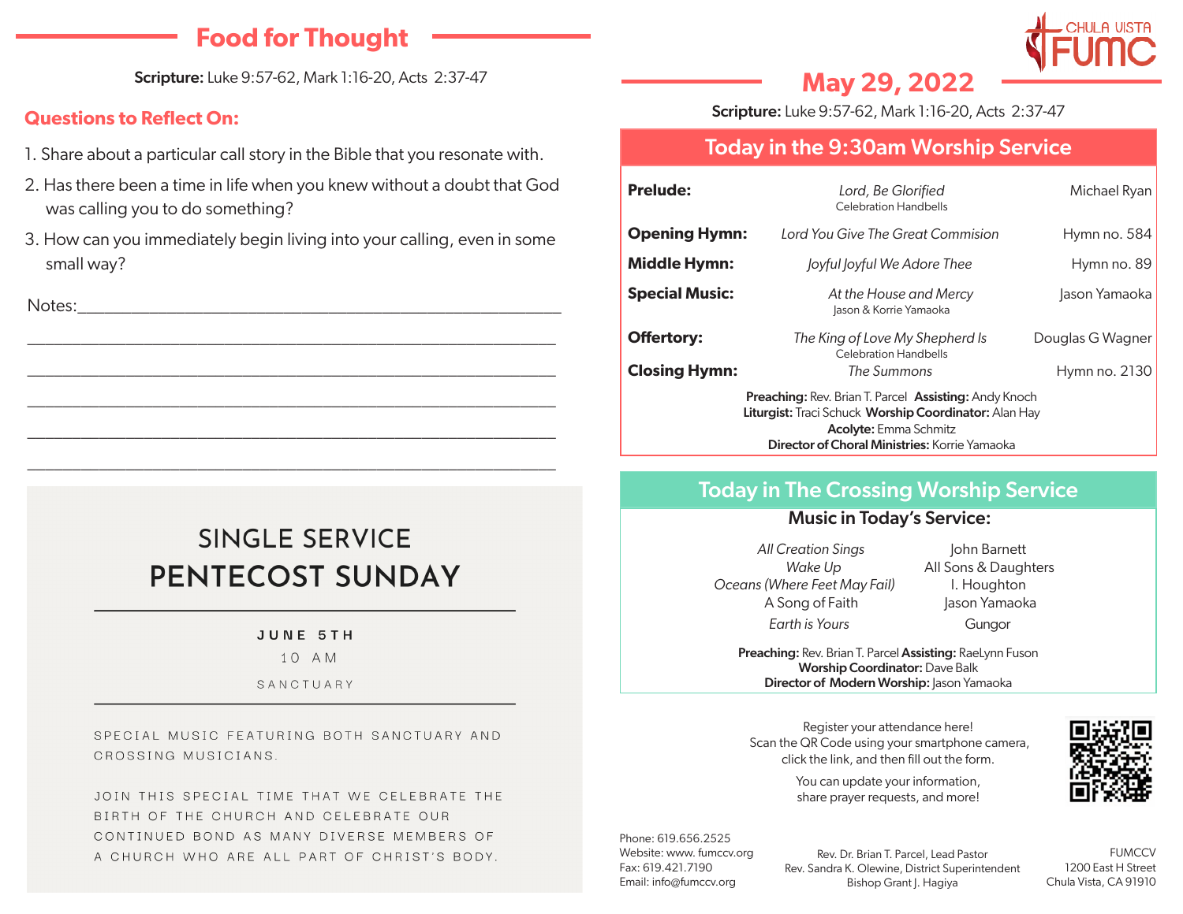## Food for Thought

**Scripture:** Luke 9:57-62, Mark 1:16-20, Acts 2:37-47

### Questions to Reflect On:

1. Share about a particular call story in the Bible that you resonate with.
2. Has there been a time in life when you knew without a doubt that God was calling you to do something?
3. How can you immediately begin living into your calling, even in some small way?

Notes:______________________________________________

______________________________________________

______________________________________________

______________________________________________

______________________________________________

______________________________________________

### SINGLE SERVICE
## PENTECOST SUNDAY

JUNE 5TH

10 AM

SANCTUARY

SPECIAL MUSIC FEATURING BOTH SANCTUARY AND CROSSING MUSICIANS.

JOIN THIS SPECIAL TIME THAT WE CELEBRATE THE BIRTH OF THE CHURCH AND CELEBRATE OUR CONTINUED BOND AS MANY DIVERSE MEMBERS OF A CHURCH WHO ARE ALL PART OF CHRIST'S BODY.

CHULA VISTA FUMC

## May 29, 2022

**Scripture:** Luke 9:57-62, Mark 1:16-20, Acts 2:37-47

### Today in the 9:30am Worship Service

| | | |
|---|---|---|
| **Prelude:** | *Lord, Be Glorified* Celebration Handbells | Michael Ryan |
| **Opening Hymn:** | *Lord You Give The Great Commision* | Hymn no. 584 |
| **Middle Hymn:** | *Joyful Joyful We Adore Thee* | Hymn no. 89 |
| **Special Music:** | *At the House and Mercy* Jason & Korrie Yamaoka | Jason Yamaoka |
| **Offertory:** | *The King of Love My Shepherd Is* Celebration Handbells | Douglas G Wagner |
| **Closing Hymn:** | *The Summons* | Hymn no. 2130 |

**Preaching:** Rev. Brian T. Parcel **Assisting:** Andy Knoch
**Liturgist:** Traci Schuck **Worship Coordinator:** Alan Hay
**Acolyte:** Emma Schmitz
**Director of Choral Ministries:** Korrie Yamaoka

### Today in The Crossing Worship Service

**Music in Today's Service:**

| | |
|---|---|
| *All Creation Sings* | John Barnett |
| *Wake Up* | All Sons & Daughters |
| *Oceans (Where Feet May Fail)* | I. Houghton |
| A Song of Faith | Jason Yamaoka |
| *Earth is Yours* | Gungor |

**Preaching:** Rev. Brian T. Parcel **Assisting:** RaeLynn Fuson
**Worship Coordinator:** Dave Balk
**Director of Modern Worship:** Jason Yamaoka

Register your attendance here!
Scan the QR Code using your smartphone camera, click the link, and then fill out the form.

You can update your information, share prayer requests, and more!

Phone: 619.656.2525
Website: www.fumccv.org
Fax: 619.421.7190
Email: info@fumccv.org

Rev. Dr. Brian T. Parcel, Lead Pastor
Rev. Sandra K. Olewine, District Superintendent
Bishop Grant J. Hagiya

FUMCCV
1200 East H Street
Chula Vista, CA 91910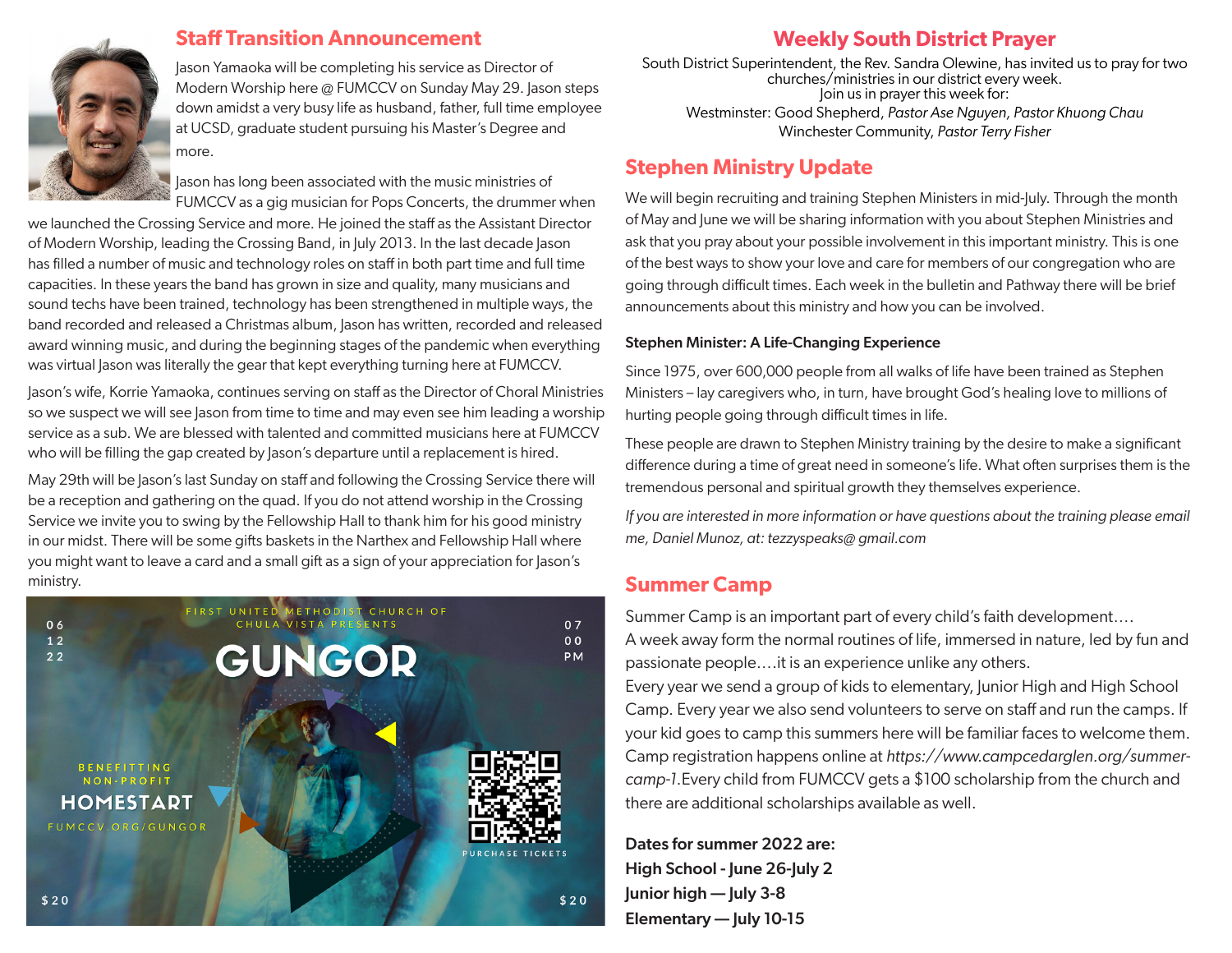## Staff Transition Announcement

Jason Yamaoka will be completing his service as Director of Modern Worship here @ FUMCCV on Sunday May 29. Jason steps down amidst a very busy life as husband, father, full time employee at UCSD, graduate student pursuing his Master's Degree and more.

Jason has long been associated with the music ministries of FUMCCV as a gig musician for Pops Concerts, the drummer when we launched the Crossing Service and more. He joined the staff as the Assistant Director of Modern Worship, leading the Crossing Band, in July 2013. In the last decade Jason has filled a number of music and technology roles on staff in both part time and full time capacities. In these years the band has grown in size and quality, many musicians and sound techs have been trained, technology has been strengthened in multiple ways, the band recorded and released a Christmas album, Jason has written, recorded and released award winning music, and during the beginning stages of the pandemic when everything was virtual Jason was literally the gear that kept everything turning here at FUMCCV.

Jason's wife, Korrie Yamaoka, continues serving on staff as the Director of Choral Ministries so we suspect we will see Jason from time to time and may even see him leading a worship service as a sub. We are blessed with talented and committed musicians here at FUMCCV who will be filling the gap created by Jason's departure until a replacement is hired.

May 29th will be Jason's last Sunday on staff and following the Crossing Service there will be a reception and gathering on the quad. If you do not attend worship in the Crossing Service we invite you to swing by the Fellowship Hall to thank him for his good ministry in our midst. There will be some gifts baskets in the Narthex and Fellowship Hall where you might want to leave a card and a small gift as a sign of your appreciation for Jason's ministry.

FIRST UNITED METHODIST CHURCH OF CHULA VISTA PRESENTS

GUNGOR

06 12 22

07 00 PM

BENEFITTING NON-PROFIT

HOMESTART

FUMCCV.ORG/GUNGOR

PURCHASE TICKETS

$20

$20

## Weekly South District Prayer

South District Superintendent, the Rev. Sandra Olewine, has invited us to pray for two churches/ministries in our district every week.
Join us in prayer this week for:
Westminster: Good Shepherd, *Pastor Ase Nguyen, Pastor Khuong Chau*
Winchester Community, *Pastor Terry Fisher*

## Stephen Ministry Update

We will begin recruiting and training Stephen Ministers in mid-July. Through the month of May and June we will be sharing information with you about Stephen Ministries and ask that you pray about your possible involvement in this important ministry. This is one of the best ways to show your love and care for members of our congregation who are going through difficult times. Each week in the bulletin and Pathway there will be brief announcements about this ministry and how you can be involved.

### Stephen Minister: A Life-Changing Experience

Since 1975, over 600,000 people from all walks of life have been trained as Stephen Ministers – lay caregivers who, in turn, have brought God's healing love to millions of hurting people going through difficult times in life.

These people are drawn to Stephen Ministry training by the desire to make a significant difference during a time of great need in someone's life. What often surprises them is the tremendous personal and spiritual growth they themselves experience.

*If you are interested in more information or have questions about the training please email me, Daniel Munoz, at: tezzyspeaks@ gmail.com*

## Summer Camp

Summer Camp is an important part of every child's faith development….
A week away form the normal routines of life, immersed in nature, led by fun and passionate people….it is an experience unlike any others.
Every year we send a group of kids to elementary, Junior High and High School Camp. Every year we also send volunteers to serve on staff and run the camps. If your kid goes to camp this summers here will be familiar faces to welcome them. Camp registration happens online at *https://www.campcedarglen.org/summer-camp-1*.Every child from FUMCCV gets a $100 scholarship from the church and there are additional scholarships available as well.

**Dates for summer 2022 are:**
**High School - June 26-July 2**
**Junior high — July 3-8**
**Elementary — July 10-15**